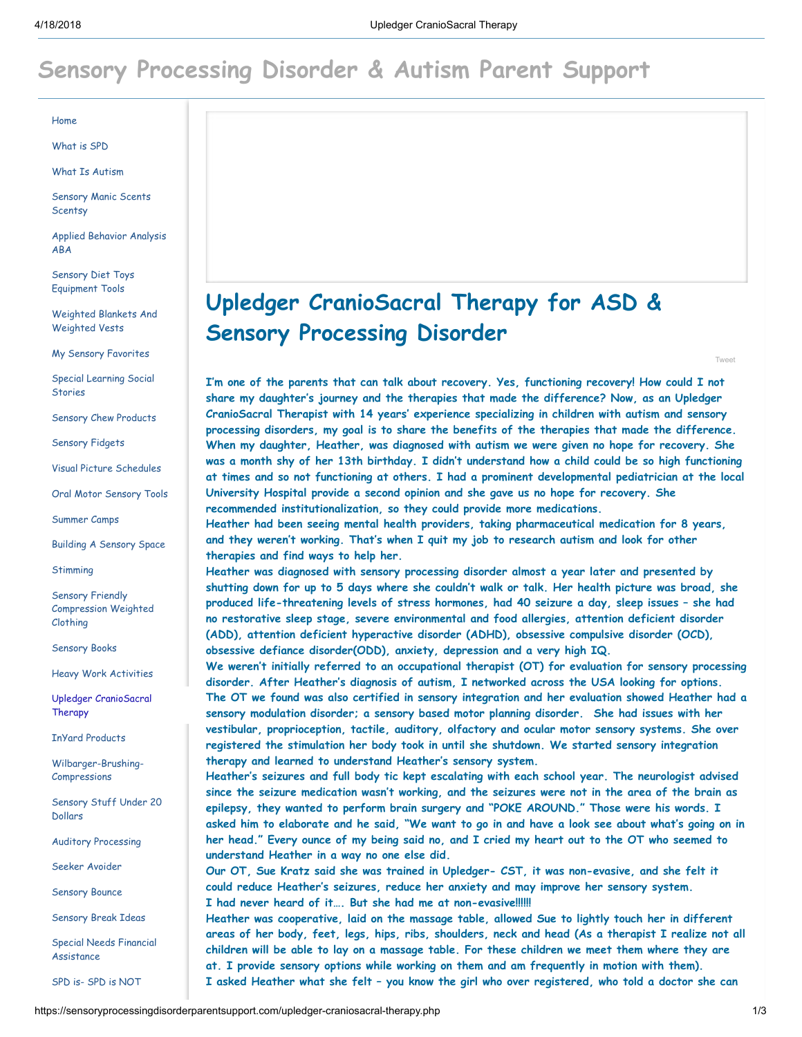# Sensory Processing Disorder & Autism Parent Support

- Home
- What is SPD
- What Is Autism
- Sensory Manic Scents Scentsy
- Applied Behavior Analysis ABA
- Sensory Diet Toys Equipment Tools
- Weighted Blankets And Weighted Vests
- My Sensory Favorites
- Special Learning Social Stories
- Sensory Chew Products
- Sensory Fidgets
- Visual Picture Schedules
- Oral Motor Sensory Tools
- Summer Camps
- Building A Sensory Space
- Stimming
- Sensory Friendly Compression Weighted Clothing
- Sensory Books
- Heavy Work Activities
- Upledger CranioSacral Therapy
- InYard Products
- Wilbarger-Brushing-Compressions
- Sensory Stuff Under 20 Dollars
- Auditory Processing
- Seeker Avoider
- Sensory Bounce
- Sensory Break Ideas
- Special Needs Financial Assistance
- SPD is- SPD is NOT

## Upledger CranioSacral Therapy for ASD & Sensory Processing Disorder

Tweet

**I'm one of the parents that can talk about recovery. Yes, functioning recovery! How could I not share my daughter's journey and the therapies that made the difference? Now, as an Upledger CranioSacral Therapist with 14 years' experience specializing in children with autism and sensory processing disorders, my goal is to share the benefits of the therapies that made the difference. When my daughter, Heather, was diagnosed with autism we were given no hope for recovery. She was a month shy of her 13th birthday. I didn't understand how a child could be so high functioning at times and so not functioning at others. I had a prominent developmental pediatrician at the local University Hospital provide a second opinion and she gave us no hope for recovery. She recommended institutionalization, so they could provide more medications.**

**Heather had been seeing mental health providers, taking pharmaceutical medication for 8 years, and they weren't working. That's when I quit my job to research autism and look for other therapies and find ways to help her.**

**Heather was diagnosed with sensory processing disorder almost a year later and presented by shutting down for up to 5 days where she couldn't walk or talk. Her health picture was broad, she produced life-threatening levels of stress hormones, had 40 seizure a day, sleep issues – she had no restorative sleep stage, severe environmental and food allergies, attention deficient disorder (ADD), attention deficient hyperactive disorder (ADHD), obsessive compulsive disorder (OCD), obsessive defiance disorder(ODD), anxiety, depression and a very high IQ.**

**We weren't initially referred to an occupational therapist (OT) for evaluation for sensory processing disorder. After Heather's diagnosis of autism, I networked across the USA looking for options. The OT we found was also certified in sensory integration and her evaluation showed Heather had a sensory modulation disorder; a sensory based motor planning disorder. She had issues with her vestibular, proprioception, tactile, auditory, olfactory and ocular motor sensory systems. She over registered the stimulation her body took in until she shutdown. We started sensory integration therapy and learned to understand Heather's sensory system.**

**Heather's seizures and full body tic kept escalating with each school year. The neurologist advised since the seizure medication wasn't working, and the seizures were not in the area of the brain as epilepsy, they wanted to perform brain surgery and "POKE AROUND." Those were his words. I asked him to elaborate and he said, "We want to go in and have a look see about what's going on in her head." Every ounce of my being said no, and I cried my heart out to the OT who seemed to understand Heather in a way no one else did.**

**Our OT, Sue Kratz said she was trained in Upledger- CST, it was non-evasive, and she felt it could reduce Heather's seizures, reduce her anxiety and may improve her sensory system.**

**I had never heard of it…. But she had me at non-evasive!!!!!!**

**Heather was cooperative, laid on the massage table, allowed Sue to lightly touch her in different areas of her body, feet, legs, hips, ribs, shoulders, neck and head (As a therapist I realize not all children will be able to lay on a massage table. For these children we meet them where they are at. I provide sensory options while working on them and am frequently in motion with them).**

**I asked Heather what she felt – you know the girl who over registered, who told a doctor she can**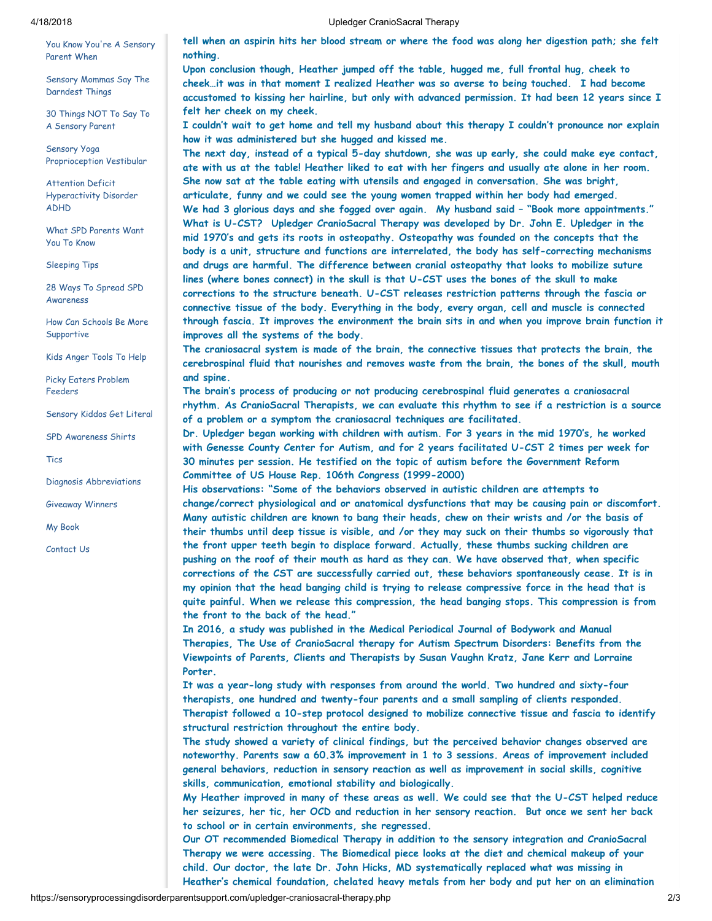- You Know You're A Sensory Parent When
- Sensory Mommas Say The Darndest Things
- 30 Things NOT To Say To A Sensory Parent
- Sensory Yoga Proprioception Vestibular
- Attention Deficit Hyperactivity Disorder ADHD
- What SPD Parents Want You To Know
- Sleeping Tips
- 28 Ways To Spread SPD Awareness
- How Can Schools Be More Supportive
- Kids Anger Tools To Help
- Picky Eaters Problem Feeders
- Sensory Kiddos Get Literal
- SPD Awareness Shirts
- Tics
- Diagnosis Abbreviations
- Giveaway Winners
- My Book
- Contact Us

**tell when an aspirin hits her blood stream or where the food was along her digestion path; she felt nothing.**

**Upon conclusion though, Heather jumped off the table, hugged me, full frontal hug, cheek to cheek…it was in that moment I realized Heather was so averse to being touched.  I had become accustomed to kissing her hairline, but only with advanced permission. It had been 12 years since I felt her cheek on my cheek.**

**I couldn't wait to get home and tell my husband about this therapy I couldn't pronounce nor explain how it was administered but she hugged and kissed me.**

**The next day, instead of a typical 5-day shutdown, she was up early, she could make eye contact, ate with us at the table! Heather liked to eat with her fingers and usually ate alone in her room. She now sat at the table eating with utensils and engaged in conversation. She was bright, articulate, funny and we could see the young women trapped within her body had emerged.**

**We had 3 glorious days and she fogged over again.  My husband said – "Book more appointments."**

**What is U-CST?  Upledger CranioSacral Therapy was developed by Dr. John E. Upledger in the mid 1970's and gets its roots in osteopathy. Osteopathy was founded on the concepts that the body is a unit, structure and functions are interrelated, the body has self-correcting mechanisms and drugs are harmful. The difference between cranial osteopathy that looks to mobilize suture lines (where bones connect) in the skull is that U-CST uses the bones of the skull to make corrections to the structure beneath. U-CST releases restriction patterns through the fascia or connective tissue of the body. Everything in the body, every organ, cell and muscle is connected through fascia. It improves the environment the brain sits in and when you improve brain function it improves all the systems of the body.**

**The craniosacral system is made of the brain, the connective tissues that protects the brain, the cerebrospinal fluid that nourishes and removes waste from the brain, the bones of the skull, mouth and spine.**

**The brain's process of producing or not producing cerebrospinal fluid generates a craniosacral rhythm. As CranioSacral Therapists, we can evaluate this rhythm to see if a restriction is a source of a problem or a symptom the craniosacral techniques are facilitated.**

**Dr. Upledger began working with children with autism. For 3 years in the mid 1970's, he worked with Genesse County Center for Autism, and for 2 years facilitated U-CST 2 times per week for 30 minutes per session. He testified on the topic of autism before the Government Reform Committee of US House Rep. 106th Congress (1999-2000)**

**His observations: "Some of the behaviors observed in autistic children are attempts to change/correct physiological and or anatomical dysfunctions that may be causing pain or discomfort. Many autistic children are known to bang their heads, chew on their wrists and /or the basis of their thumbs until deep tissue is visible, and /or they may suck on their thumbs so vigorously that the front upper teeth begin to displace forward. Actually, these thumbs sucking children are pushing on the roof of their mouth as hard as they can. We have observed that, when specific corrections of the CST are successfully carried out, these behaviors spontaneously cease. It is in my opinion that the head banging child is trying to release compressive force in the head that is quite painful. When we release this compression, the head banging stops. This compression is from the front to the back of the head."**

**In 2016, a study was published in the Medical Periodical Journal of Bodywork and Manual Therapies, The Use of CranioSacral therapy for Autism Spectrum Disorders: Benefits from the Viewpoints of Parents, Clients and Therapists by Susan Vaughn Kratz, Jane Kerr and Lorraine Porter.**

**It was a year-long study with responses from around the world. Two hundred and sixty-four therapists, one hundred and twenty-four parents and a small sampling of clients responded.**

**Therapist followed a 10-step protocol designed to mobilize connective tissue and fascia to identify structural restriction throughout the entire body.**

**The study showed a variety of clinical findings, but the perceived behavior changes observed are noteworthy. Parents saw a 60.3% improvement in 1 to 3 sessions. Areas of improvement included general behaviors, reduction in sensory reaction as well as improvement in social skills, cognitive skills, communication, emotional stability and biologically.**

**My Heather improved in many of these areas as well. We could see that the U-CST helped reduce her seizures, her tic, her OCD and reduction in her sensory reaction.  But once we sent her back to school or in certain environments, she regressed.**

**Our OT recommended Biomedical Therapy in addition to the sensory integration and CranioSacral Therapy we were accessing. The Biomedical piece looks at the diet and chemical makeup of your child. Our doctor, the late Dr. John Hicks, MD systematically replaced what was missing in Heather's chemical foundation, chelated heavy metals from her body and put her on an elimination**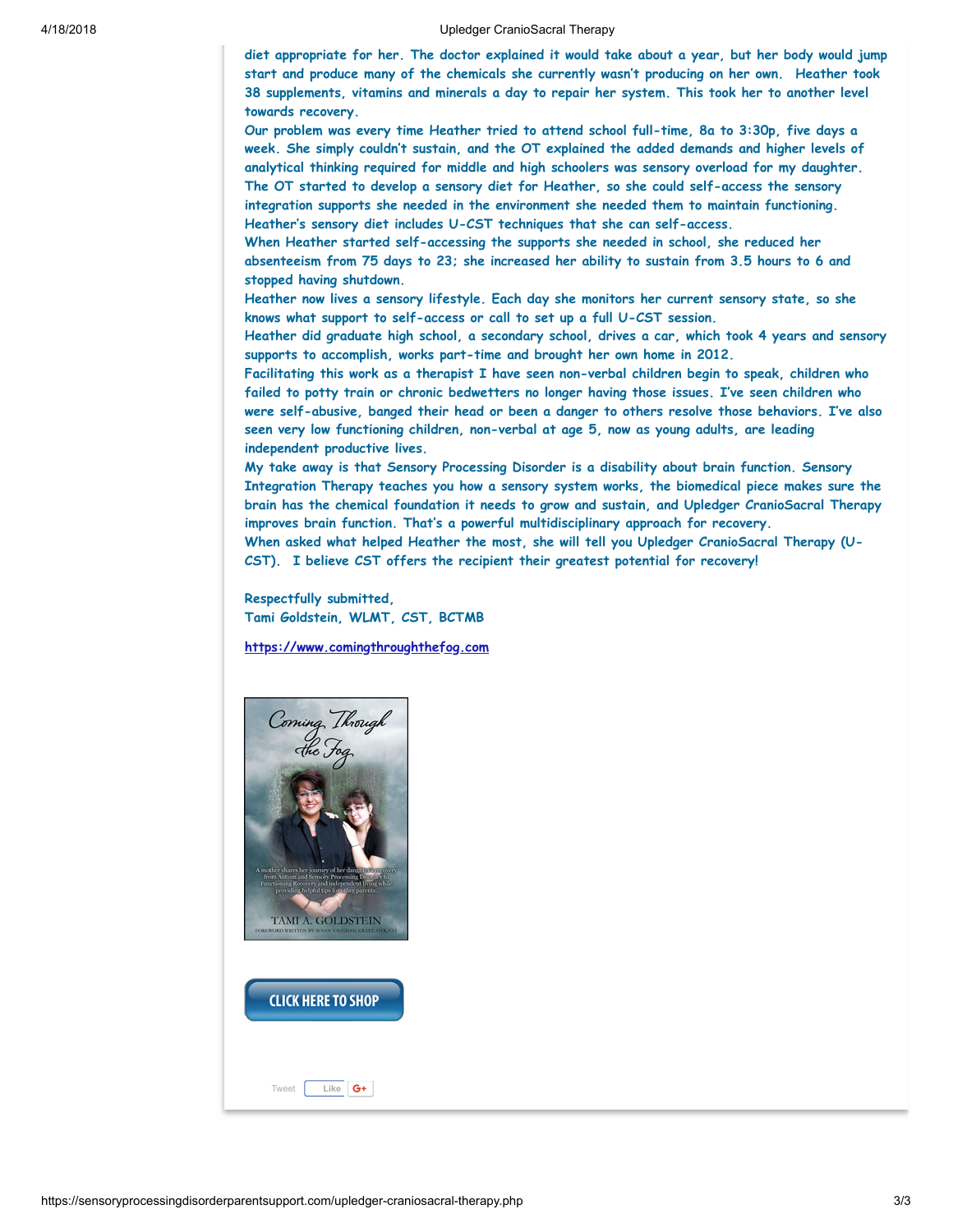diet appropriate for her. The doctor explained it would take about a year, but her body would jump start and produce many of the chemicals she currently wasn't producing on her own. Heather took 38 supplements, vitamins and minerals a day to repair her system. This took her to another level towards recovery.

Our problem was every time Heather tried to attend school full-time, 8a to 3:30p, five days a week. She simply couldn't sustain, and the OT explained the added demands and higher levels of analytical thinking required for middle and high schoolers was sensory overload for my daughter.

The OT started to develop a sensory diet for Heather, so she could self-access the sensory integration supports she needed in the environment she needed them to maintain functioning.

Heather's sensory diet includes U-CST techniques that she can self-access.

When Heather started self-accessing the supports she needed in school, she reduced her absenteeism from 75 days to 23; she increased her ability to sustain from 3.5 hours to 6 and stopped having shutdown.

Heather now lives a sensory lifestyle. Each day she monitors her current sensory state, so she knows what support to self-access or call to set up a full U-CST session.

Heather did graduate high school, a secondary school, drives a car, which took 4 years and sensory supports to accomplish, works part-time and brought her own home in 2012.

Facilitating this work as a therapist I have seen non-verbal children begin to speak, children who failed to potty train or chronic bedwetters no longer having those issues. I've seen children who were self-abusive, banged their head or been a danger to others resolve those behaviors. I've also seen very low functioning children, non-verbal at age 5, now as young adults, are leading independent productive lives.

My take away is that Sensory Processing Disorder is a disability about brain function. Sensory Integration Therapy teaches you how a sensory system works, the biomedical piece makes sure the brain has the chemical foundation it needs to grow and sustain, and Upledger CranioSacral Therapy improves brain function. That's a powerful multidisciplinary approach for recovery.

When asked what helped Heather the most, she will tell you Upledger CranioSacral Therapy (U-CST). I believe CST offers the recipient their greatest potential for recovery!

Respectfully submitted,
Tami Goldstein, WLMT, CST, BCTMB

https://www.comingthroughthefog.com

Coming Through the Fog

A mother shares her journey of her daughter's recovery from Autism and Sensory Processing Disorder to Functioning Recovery and independent living while providing helpful tips for other parents.

TAMI A. GOLDSTEIN

FOREWORD WRITTEN BY SUSAN VAUGHAN KRATZ, OTR, CST

CLICK HERE TO SHOP

Tweet Like G+